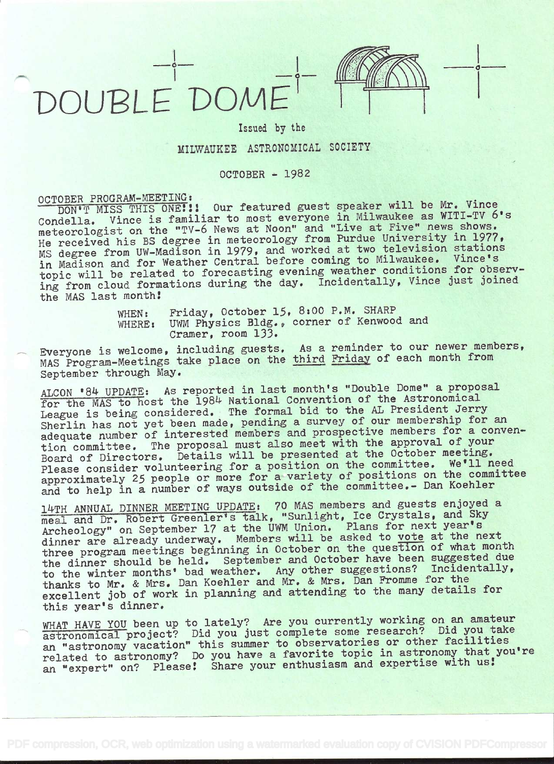# DOUBLE DOME

Issued by the

MILWAUKEE ASTRONOMICAL SOCIETY

OCTOBER - 1982

OCTOBER PROGRAM-MEETING:

DON'T MISS THIS ONE!!! Our featured guest speaker will be Mr. Vince Condella. Vince is familiar to most everyone in Milwaukee as WITI-TV 6's meteorologist on the "TV-6 News at Noon" and "Live at Five" news shows. He received his BS degree in meteorology from Purdue University in 1977, MS degree from UW-Madison in 1979, and worked at two television stations in Madison and for Weather Central before coming to Milwaukee. Vince's topic will be related to forecasting evening weather conditions for observing from cloud formations during the day. Incidentally, Vince just joined the MAS last month!

> WHEN: Friday, October 15, 8:00 P.M. SHARP
> WHERE: UWM Physics Bldg., corner of Kenwood and Cramer, room 133.

Everyone is welcome, including guests. As a reminder to our newer members, MAS Program-Meetings take place on the third Friday of each month from September through May.

ALCON '84 UPDATE: As reported in last month's "Double Dome" a proposal for the MAS to host the 1984 National Convention of the Astronomical League is being considered. The formal bid to the AL President Jerry Sherlin has not yet been made, pending a survey of our membership for an adequate number of interested members and prospective members for a convention committee. The proposal must also meet with the approval of your Board of Directors. Details will be presented at the October meeting. Please consider volunteering for a position on the committee. We'll need approximately 25 people or more for a variety of positions on the committee and to help in a number of ways outside of the committee.- Dan Koehler

14TH ANNUAL DINNER MEETING UPDATE: 70 MAS members and guests enjoyed a meal and Dr. Robert Greenler's talk, "Sunlight, Ice Crystals, and Sky Archeology" on September 17 at the UWM Union. Plans for next year's dinner are already underway. Members will be asked to vote at the next three program meetings beginning in October on the question of what month the dinner should be held. September and October have been suggested due to the winter months' bad weather. Any other suggestions? Incidentally, thanks to Mr. & Mrs. Dan Koehler and Mr. & Mrs. Dan Fromme for the excellent job of work in planning and attending to the many details for this year's dinner.

WHAT HAVE YOU been up to lately? Are you currently working on an amateur astronomical project? Did you just complete some research? Did you take an "astronomy vacation" this summer to observatories or other facilities related to astronomy? Do you have a favorite topic in astronomy that you're an "expert" on? Please! Share your enthusiasm and expertise with us!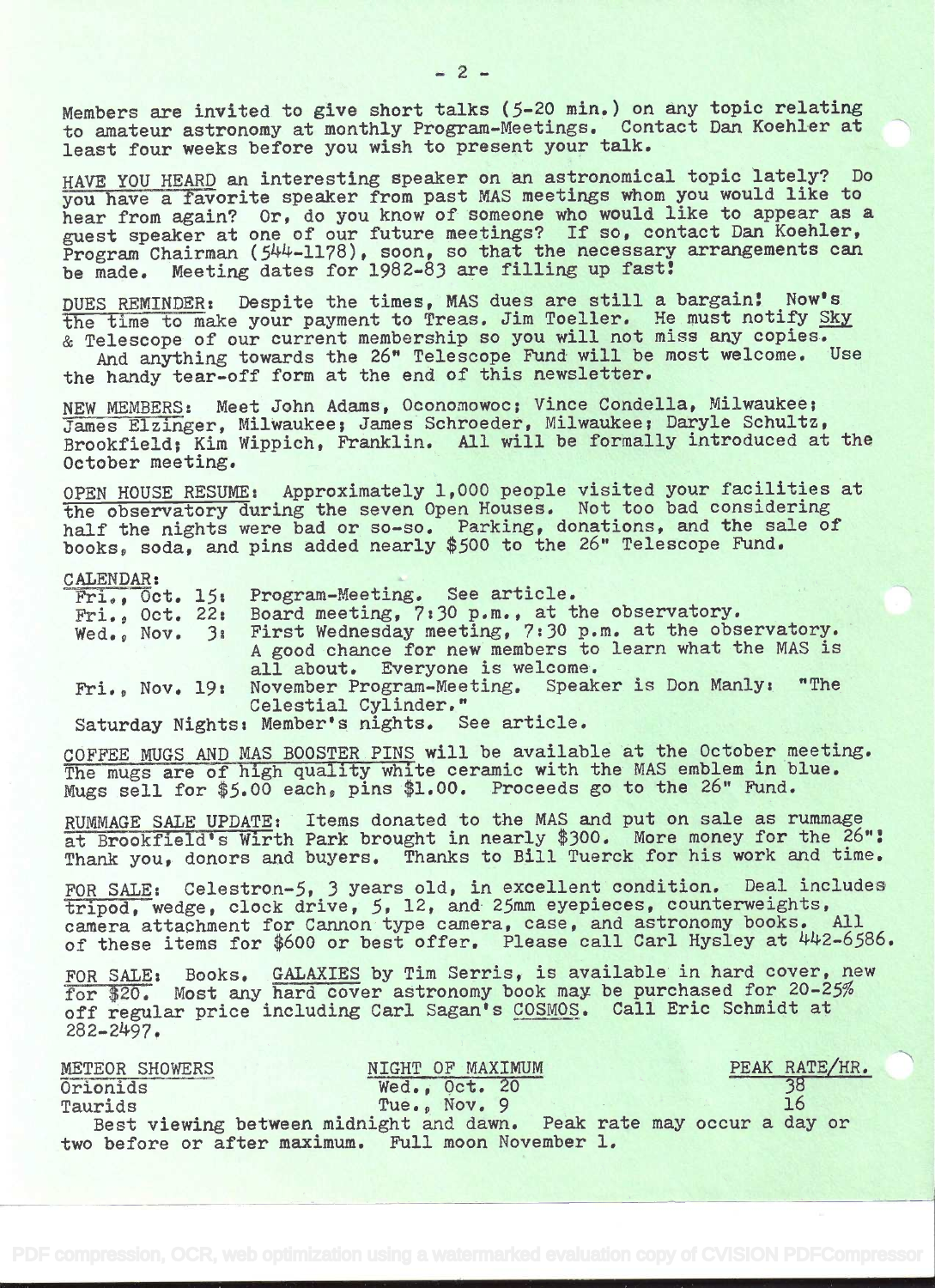Members are invited to give short talks (5-20 min.) on any topic relating to amateur astronomy at monthly Program-Meetings. Contact Dan Koehler at least four weeks before you wish to present your talk.

HAVE YOU HEARD an interesting speaker on an astronomical topic lately? Do you have a favorite speaker from past MAS meetings whom you would like to hear from again? Or, do you know of someone who would like to appear as a guest speaker at one of our future meetings? If so, contact Dan Koehler, Program Chairman (544-1178), soon, so that the necessary arrangements can be made. Meeting dates for 1982-83 are filling up fast!

DUES REMINDER: Despite the times, MAS dues are still a bargain! Now's the time to make your payment to Treas. Jim Toeller. He must notify Sky & Telescope of our current membership so you will not miss any copies.
And anything towards the 26" Telescope Fund will be most welcome. Use the handy tear-off form at the end of this newsletter.

NEW MEMBERS: Meet John Adams, Oconomowoc; Vince Condella, Milwaukee; James Elzinger, Milwaukee; James Schroeder, Milwaukee; Daryle Schultz, Brookfield; Kim Wippich, Franklin. All will be formally introduced at the October meeting.

OPEN HOUSE RESUME: Approximately 1,000 people visited your facilities at the observatory during the seven Open Houses. Not too bad considering half the nights were bad or so-so. Parking, donations, and the sale of books, soda, and pins added nearly $500 to the 26" Telescope Fund.

CALENDAR:

- Fri., Oct. 15: Program-Meeting. See article.
- Fri., Oct. 22: Board meeting, 7:30 p.m., at the observatory.
- Wed., Nov. 3: First Wednesday meeting, 7:30 p.m. at the observatory. A good chance for new members to learn what the MAS is all about. Everyone is welcome.
- Fri., Nov. 19: November Program-Meeting. Speaker is Don Manly: "The Celestial Cylinder."

Saturday Nights: Member's nights. See article.

COFFEE MUGS AND MAS BOOSTER PINS will be available at the October meeting. The mugs are of high quality white ceramic with the MAS emblem in blue. Mugs sell for $5.00 each, pins $1.00. Proceeds go to the 26" Fund.

RUMMAGE SALE UPDATE: Items donated to the MAS and put on sale as rummage at Brookfield's Wirth Park brought in nearly $300. More money for the 26"! Thank you, donors and buyers. Thanks to Bill Tuerck for his work and time.

FOR SALE: Celestron-5, 3 years old, in excellent condition. Deal includes tripod, wedge, clock drive, 5, 12, and 25mm eyepieces, counterweights, camera attachment for Cannon type camera, case, and astronomy books. All of these items for $600 or best offer. Please call Carl Hysley at 442-6586.

FOR SALE: Books. GALAXIES by Tim Serris, is available in hard cover, new for $20. Most any hard cover astronomy book may be purchased for 20-25% off regular price including Carl Sagan's COSMOS. Call Eric Schmidt at 282-2497.

| METEOR SHOWERS | NIGHT OF MAXIMUM | PEAK RATE/HR. |
|---|---|---|
| Orionids | Wed., Oct. 20 | 38 |
| Taurids | Tue., Nov. 9 | 16 |

Best viewing between midnight and dawn. Peak rate may occur a day or two before or after maximum. Full moon November 1.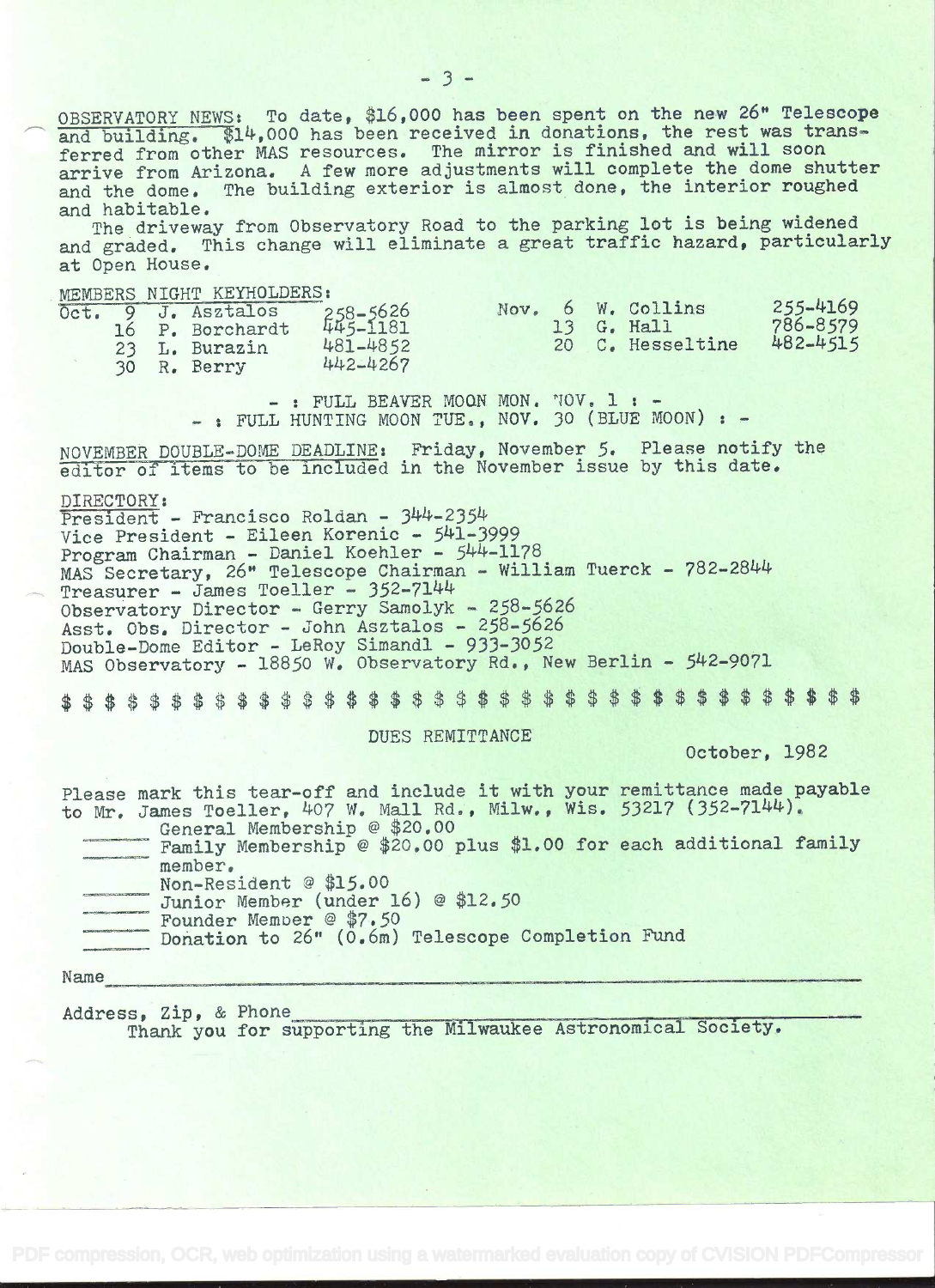OBSERVATORY NEWS: To date, $16,000 has been spent on the new 26" Telescope and building. $14,000 has been received in donations, the rest was transferred from other MAS resources. The mirror is finished and will soon arrive from Arizona. A few more adjustments will complete the dome shutter and the dome. The building exterior is almost done, the interior roughed and habitable.

The driveway from Observatory Road to the parking lot is being widened and graded. This change will eliminate a great traffic hazard, particularly at Open House.

MEMBERS NIGHT KEYHOLDERS:

| | | | | | | | |
|---|---|---|---|---|---|---|---|
| Oct. | 9 | J. Asztalos | 258-5626 | Nov. | 6 | W. Collins | 255-4169 |
| | 16 | P. Borchardt | 445-1181 | | 13 | G. Hall | 786-8579 |
| | 23 | L. Burazin | 481-4852 | | 20 | C. Hesseltine | 482-4515 |
| | 30 | R. Berry | 442-4267 | | | | |

- : FULL BEAVER MOON MON. NOV. 1 : -
- : FULL HUNTING MOON TUE., NOV. 30 (BLUE MOON) : -

NOVEMBER DOUBLE-DOME DEADLINE: Friday, November 5. Please notify the editor of items to be included in the November issue by this date.

DIRECTORY:
President - Francisco Roldan - 344-2354
Vice President - Eileen Korenic - 541-3999
Program Chairman - Daniel Koehler - 544-1178
MAS Secretary, 26" Telescope Chairman - William Tuerck - 782-2844
Treasurer - James Toeller - 352-7144
Observatory Director - Gerry Samolyk - 258-5626
Asst. Obs. Director - John Asztalos - 258-5626
Double-Dome Editor - LeRoy Simandl - 933-3052
MAS Observatory - 18850 W. Observatory Rd., New Berlin - 542-9071

$ $ $ $ $ $ $ $ $ $ $ $ $ $ $ $ $ $ $ $ $ $ $ $ $ $ $ $ $ $ $ $ $ $ $ $ $

DUES REMITTANCE

October, 1982

Please mark this tear-off and include it with your remittance made payable to Mr. James Toeller, 407 W. Mall Rd., Milw., Wis. 53217 (352-7144).

_____ General Membership @ $20.00
_____ Family Membership @ $20.00 plus $1.00 for each additional family member.
_____ Non-Resident @ $15.00
_____ Junior Member (under 16) @ $12.50
_____ Founder Member @ $7.50
_____ Donation to 26" (0.6m) Telescope Completion Fund

Name _______________________________________________

Address, Zip, & Phone _______________________________________________

Thank you for supporting the Milwaukee Astronomical Society.